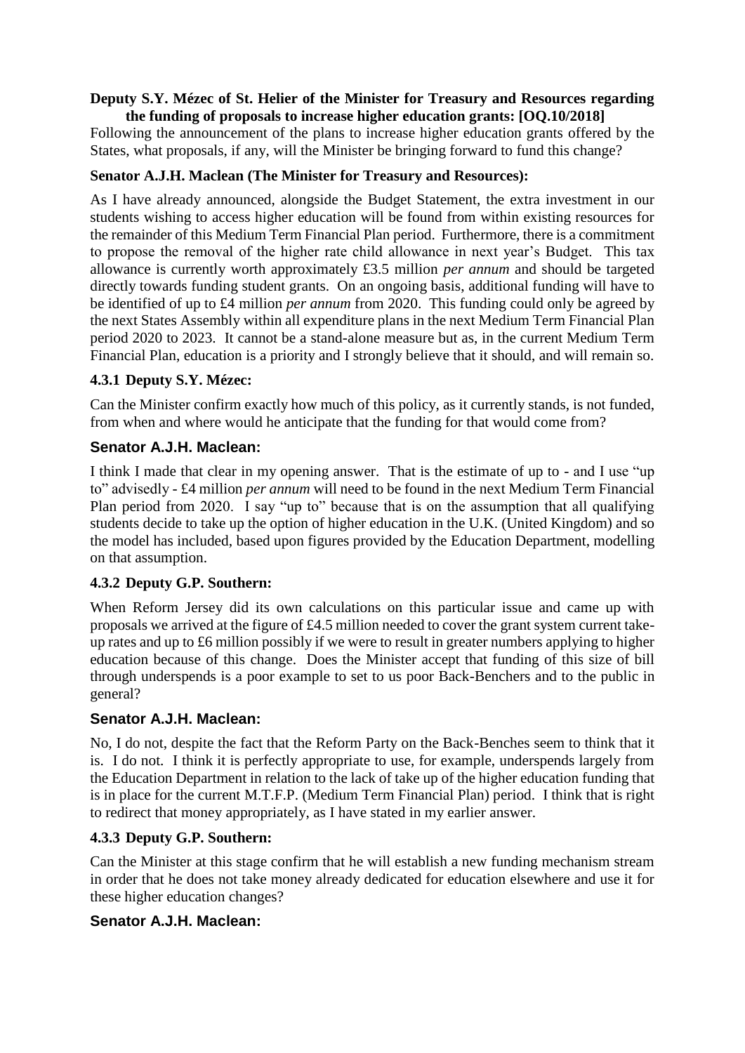**Deputy S.Y. Mézec of St. Helier of the Minister for Treasury and Resources regarding the funding of proposals to increase higher education grants: [OQ.10/2018]**

Following the announcement of the plans to increase higher education grants offered by the States, what proposals, if any, will the Minister be bringing forward to fund this change?

**Senator A.J.H. Maclean (The Minister for Treasury and Resources):**

As I have already announced, alongside the Budget Statement, the extra investment in our students wishing to access higher education will be found from within existing resources for the remainder of this Medium Term Financial Plan period. Furthermore, there is a commitment to propose the removal of the higher rate child allowance in next year's Budget. This tax allowance is currently worth approximately £3.5 million *per annum* and should be targeted directly towards funding student grants. On an ongoing basis, additional funding will have to be identified of up to £4 million *per annum* from 2020. This funding could only be agreed by the next States Assembly within all expenditure plans in the next Medium Term Financial Plan period 2020 to 2023. It cannot be a stand-alone measure but as, in the current Medium Term Financial Plan, education is a priority and I strongly believe that it should, and will remain so.

### 4.3.1 Deputy S.Y. Mézec:

Can the Minister confirm exactly how much of this policy, as it currently stands, is not funded, from when and where would he anticipate that the funding for that would come from?

### Senator A.J.H. Maclean:

I think I made that clear in my opening answer. That is the estimate of up to - and I use "up to" advisedly - £4 million *per annum* will need to be found in the next Medium Term Financial Plan period from 2020. I say "up to" because that is on the assumption that all qualifying students decide to take up the option of higher education in the U.K. (United Kingdom) and so the model has included, based upon figures provided by the Education Department, modelling on that assumption.

### 4.3.2 Deputy G.P. Southern:

When Reform Jersey did its own calculations on this particular issue and came up with proposals we arrived at the figure of £4.5 million needed to cover the grant system current take-up rates and up to £6 million possibly if we were to result in greater numbers applying to higher education because of this change. Does the Minister accept that funding of this size of bill through underspends is a poor example to set to us poor Back-Benchers and to the public in general?

### Senator A.J.H. Maclean:

No, I do not, despite the fact that the Reform Party on the Back-Benches seem to think that it is. I do not. I think it is perfectly appropriate to use, for example, underspends largely from the Education Department in relation to the lack of take up of the higher education funding that is in place for the current M.T.F.P. (Medium Term Financial Plan) period. I think that is right to redirect that money appropriately, as I have stated in my earlier answer.

### 4.3.3 Deputy G.P. Southern:

Can the Minister at this stage confirm that he will establish a new funding mechanism stream in order that he does not take money already dedicated for education elsewhere and use it for these higher education changes?

### Senator A.J.H. Maclean: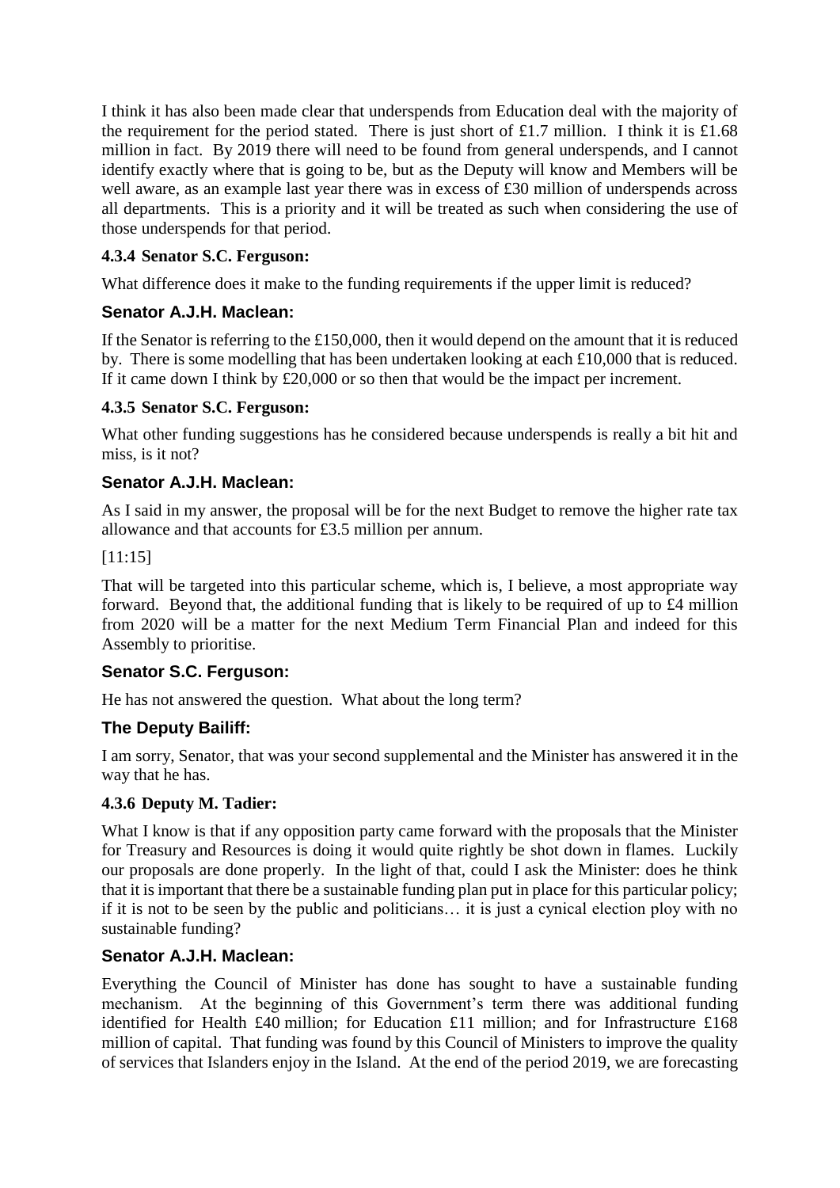I think it has also been made clear that underspends from Education deal with the majority of the requirement for the period stated. There is just short of £1.7 million. I think it is £1.68 million in fact. By 2019 there will need to be found from general underspends, and I cannot identify exactly where that is going to be, but as the Deputy will know and Members will be well aware, as an example last year there was in excess of £30 million of underspends across all departments. This is a priority and it will be treated as such when considering the use of those underspends for that period.

#### 4.3.4 Senator S.C. Ferguson:

What difference does it make to the funding requirements if the upper limit is reduced?

### Senator A.J.H. Maclean:

If the Senator is referring to the £150,000, then it would depend on the amount that it is reduced by. There is some modelling that has been undertaken looking at each £10,000 that is reduced. If it came down I think by £20,000 or so then that would be the impact per increment.

#### 4.3.5 Senator S.C. Ferguson:

What other funding suggestions has he considered because underspends is really a bit hit and miss, is it not?

### Senator A.J.H. Maclean:

As I said in my answer, the proposal will be for the next Budget to remove the higher rate tax allowance and that accounts for £3.5 million per annum.

[11:15]

That will be targeted into this particular scheme, which is, I believe, a most appropriate way forward. Beyond that, the additional funding that is likely to be required of up to £4 million from 2020 will be a matter for the next Medium Term Financial Plan and indeed for this Assembly to prioritise.

### Senator S.C. Ferguson:

He has not answered the question. What about the long term?

### The Deputy Bailiff:

I am sorry, Senator, that was your second supplemental and the Minister has answered it in the way that he has.

#### 4.3.6 Deputy M. Tadier:

What I know is that if any opposition party came forward with the proposals that the Minister for Treasury and Resources is doing it would quite rightly be shot down in flames. Luckily our proposals are done properly. In the light of that, could I ask the Minister: does he think that it is important that there be a sustainable funding plan put in place for this particular policy; if it is not to be seen by the public and politicians… it is just a cynical election ploy with no sustainable funding?

### Senator A.J.H. Maclean:

Everything the Council of Minister has done has sought to have a sustainable funding mechanism. At the beginning of this Government's term there was additional funding identified for Health £40 million; for Education £11 million; and for Infrastructure £168 million of capital. That funding was found by this Council of Ministers to improve the quality of services that Islanders enjoy in the Island. At the end of the period 2019, we are forecasting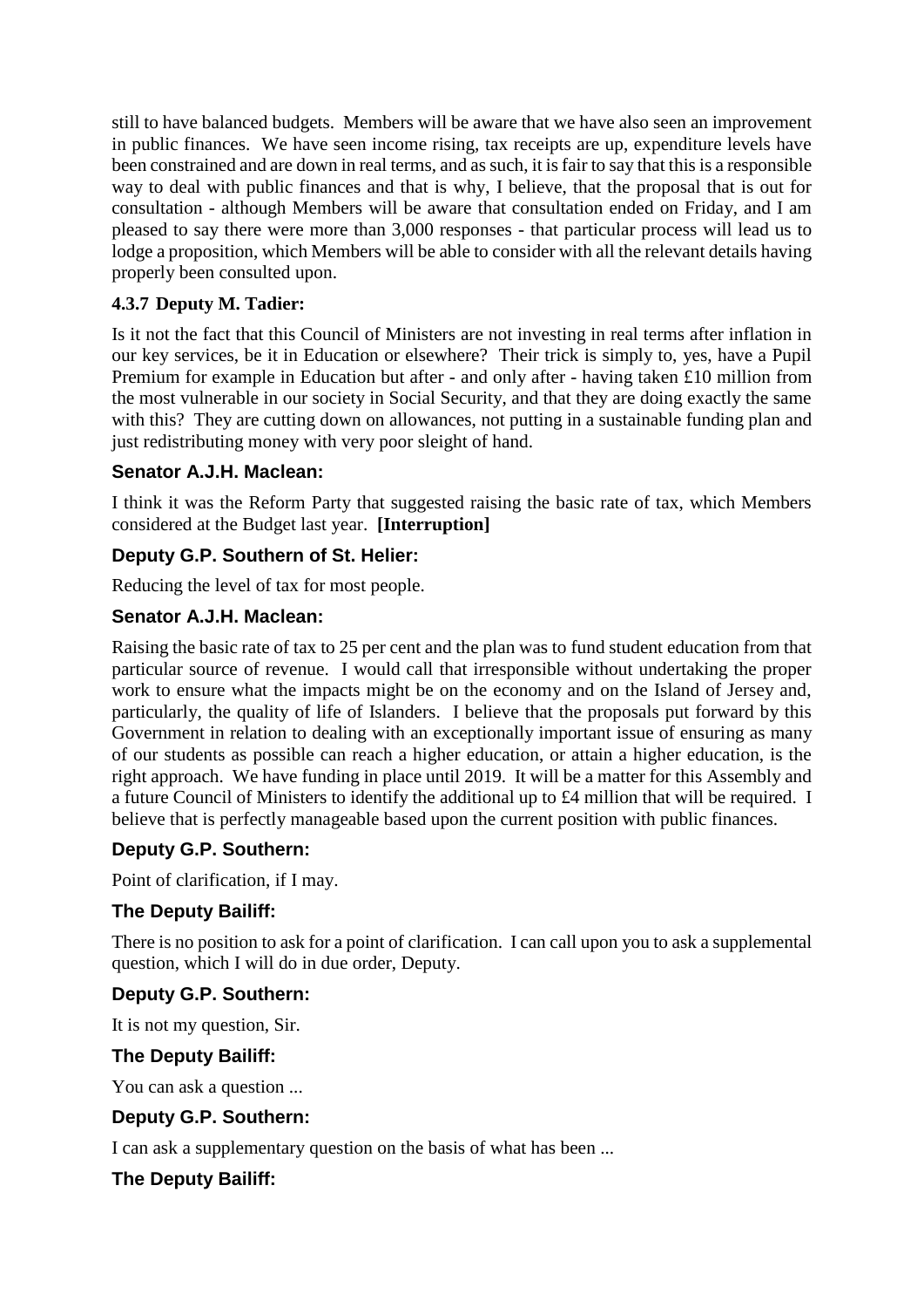still to have balanced budgets. Members will be aware that we have also seen an improvement in public finances. We have seen income rising, tax receipts are up, expenditure levels have been constrained and are down in real terms, and as such, it is fair to say that this is a responsible way to deal with public finances and that is why, I believe, that the proposal that is out for consultation - although Members will be aware that consultation ended on Friday, and I am pleased to say there were more than 3,000 responses - that particular process will lead us to lodge a proposition, which Members will be able to consider with all the relevant details having properly been consulted upon.

**4.3.7 Deputy M. Tadier:**

Is it not the fact that this Council of Ministers are not investing in real terms after inflation in our key services, be it in Education or elsewhere? Their trick is simply to, yes, have a Pupil Premium for example in Education but after - and only after - having taken £10 million from the most vulnerable in our society in Social Security, and that they are doing exactly the same with this? They are cutting down on allowances, not putting in a sustainable funding plan and just redistributing money with very poor sleight of hand.

**Senator A.J.H. Maclean:**

I think it was the Reform Party that suggested raising the basic rate of tax, which Members considered at the Budget last year. **[Interruption]**

**Deputy G.P. Southern of St. Helier:**

Reducing the level of tax for most people.

**Senator A.J.H. Maclean:**

Raising the basic rate of tax to 25 per cent and the plan was to fund student education from that particular source of revenue. I would call that irresponsible without undertaking the proper work to ensure what the impacts might be on the economy and on the Island of Jersey and, particularly, the quality of life of Islanders. I believe that the proposals put forward by this Government in relation to dealing with an exceptionally important issue of ensuring as many of our students as possible can reach a higher education, or attain a higher education, is the right approach. We have funding in place until 2019. It will be a matter for this Assembly and a future Council of Ministers to identify the additional up to £4 million that will be required. I believe that is perfectly manageable based upon the current position with public finances.

**Deputy G.P. Southern:**

Point of clarification, if I may.

**The Deputy Bailiff:**

There is no position to ask for a point of clarification. I can call upon you to ask a supplemental question, which I will do in due order, Deputy.

**Deputy G.P. Southern:**

It is not my question, Sir.

**The Deputy Bailiff:**

You can ask a question ...

**Deputy G.P. Southern:**

I can ask a supplementary question on the basis of what has been ...

**The Deputy Bailiff:**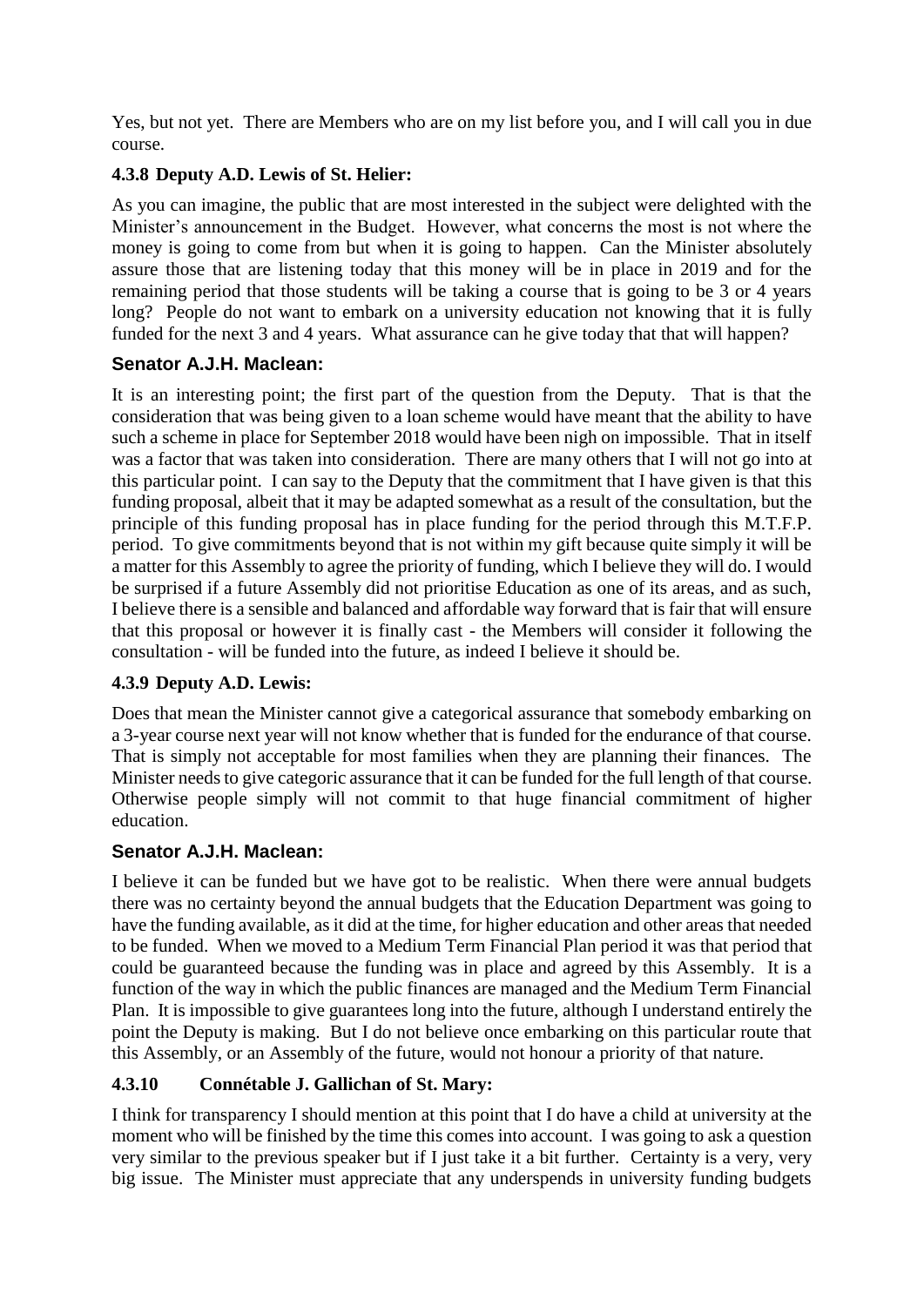Yes, but not yet. There are Members who are on my list before you, and I will call you in due course.

### 4.3.8 Deputy A.D. Lewis of St. Helier:

As you can imagine, the public that are most interested in the subject were delighted with the Minister's announcement in the Budget. However, what concerns the most is not where the money is going to come from but when it is going to happen. Can the Minister absolutely assure those that are listening today that this money will be in place in 2019 and for the remaining period that those students will be taking a course that is going to be 3 or 4 years long? People do not want to embark on a university education not knowing that it is fully funded for the next 3 and 4 years. What assurance can he give today that that will happen?

### Senator A.J.H. Maclean:

It is an interesting point; the first part of the question from the Deputy. That is that the consideration that was being given to a loan scheme would have meant that the ability to have such a scheme in place for September 2018 would have been nigh on impossible. That in itself was a factor that was taken into consideration. There are many others that I will not go into at this particular point. I can say to the Deputy that the commitment that I have given is that this funding proposal, albeit that it may be adapted somewhat as a result of the consultation, but the principle of this funding proposal has in place funding for the period through this M.T.F.P. period. To give commitments beyond that is not within my gift because quite simply it will be a matter for this Assembly to agree the priority of funding, which I believe they will do. I would be surprised if a future Assembly did not prioritise Education as one of its areas, and as such, I believe there is a sensible and balanced and affordable way forward that is fair that will ensure that this proposal or however it is finally cast - the Members will consider it following the consultation - will be funded into the future, as indeed I believe it should be.

### 4.3.9 Deputy A.D. Lewis:

Does that mean the Minister cannot give a categorical assurance that somebody embarking on a 3-year course next year will not know whether that is funded for the endurance of that course. That is simply not acceptable for most families when they are planning their finances. The Minister needs to give categoric assurance that it can be funded for the full length of that course. Otherwise people simply will not commit to that huge financial commitment of higher education.

### Senator A.J.H. Maclean:

I believe it can be funded but we have got to be realistic. When there were annual budgets there was no certainty beyond the annual budgets that the Education Department was going to have the funding available, as it did at the time, for higher education and other areas that needed to be funded. When we moved to a Medium Term Financial Plan period it was that period that could be guaranteed because the funding was in place and agreed by this Assembly. It is a function of the way in which the public finances are managed and the Medium Term Financial Plan. It is impossible to give guarantees long into the future, although I understand entirely the point the Deputy is making. But I do not believe once embarking on this particular route that this Assembly, or an Assembly of the future, would not honour a priority of that nature.

### 4.3.10 Connétable J. Gallichan of St. Mary:

I think for transparency I should mention at this point that I do have a child at university at the moment who will be finished by the time this comes into account. I was going to ask a question very similar to the previous speaker but if I just take it a bit further. Certainty is a very, very big issue. The Minister must appreciate that any underspends in university funding budgets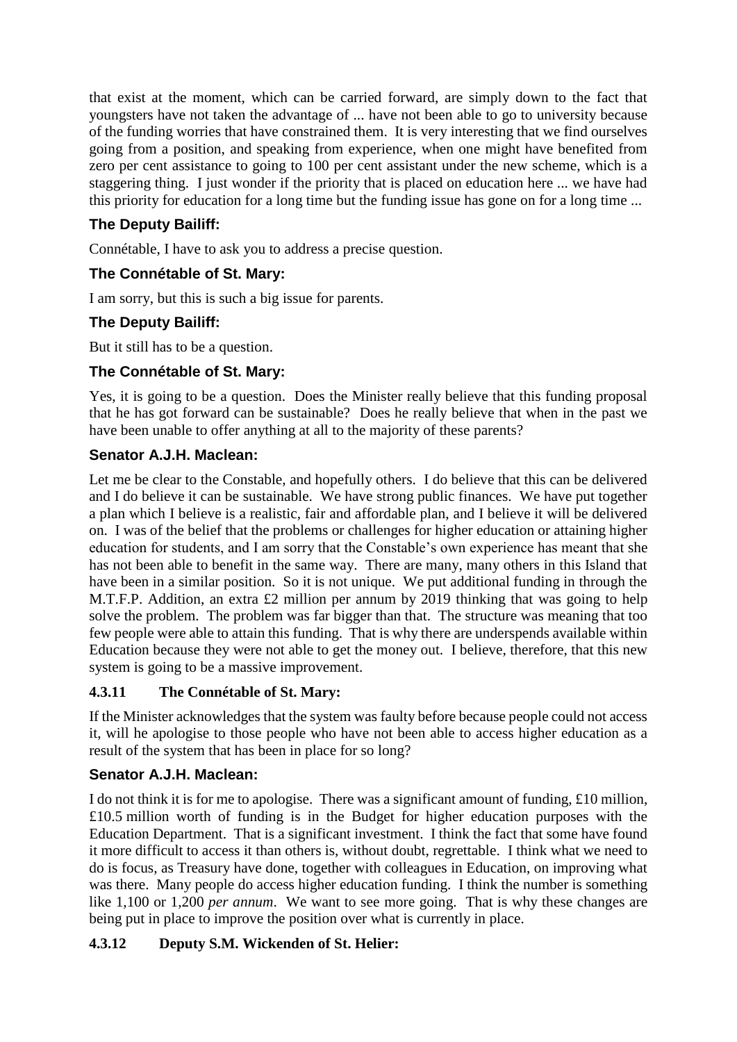that exist at the moment, which can be carried forward, are simply down to the fact that youngsters have not taken the advantage of ... have not been able to go to university because of the funding worries that have constrained them. It is very interesting that we find ourselves going from a position, and speaking from experience, when one might have benefited from zero per cent assistance to going to 100 per cent assistant under the new scheme, which is a staggering thing. I just wonder if the priority that is placed on education here ... we have had this priority for education for a long time but the funding issue has gone on for a long time ...

### The Deputy Bailiff:

Connétable, I have to ask you to address a precise question.

### The Connétable of St. Mary:

I am sorry, but this is such a big issue for parents.

### The Deputy Bailiff:

But it still has to be a question.

### The Connétable of St. Mary:

Yes, it is going to be a question. Does the Minister really believe that this funding proposal that he has got forward can be sustainable? Does he really believe that when in the past we have been unable to offer anything at all to the majority of these parents?

### Senator A.J.H. Maclean:

Let me be clear to the Constable, and hopefully others. I do believe that this can be delivered and I do believe it can be sustainable. We have strong public finances. We have put together a plan which I believe is a realistic, fair and affordable plan, and I believe it will be delivered on. I was of the belief that the problems or challenges for higher education or attaining higher education for students, and I am sorry that the Constable's own experience has meant that she has not been able to benefit in the same way. There are many, many others in this Island that have been in a similar position. So it is not unique. We put additional funding in through the M.T.F.P. Addition, an extra £2 million per annum by 2019 thinking that was going to help solve the problem. The problem was far bigger than that. The structure was meaning that too few people were able to attain this funding. That is why there are underspends available within Education because they were not able to get the money out. I believe, therefore, that this new system is going to be a massive improvement.

### 4.3.11 The Connétable of St. Mary:

If the Minister acknowledges that the system was faulty before because people could not access it, will he apologise to those people who have not been able to access higher education as a result of the system that has been in place for so long?

### Senator A.J.H. Maclean:

I do not think it is for me to apologise. There was a significant amount of funding, £10 million, £10.5 million worth of funding is in the Budget for higher education purposes with the Education Department. That is a significant investment. I think the fact that some have found it more difficult to access it than others is, without doubt, regrettable. I think what we need to do is focus, as Treasury have done, together with colleagues in Education, on improving what was there. Many people do access higher education funding. I think the number is something like 1,100 or 1,200 *per annum*. We want to see more going. That is why these changes are being put in place to improve the position over what is currently in place.

### 4.3.12 Deputy S.M. Wickenden of St. Helier: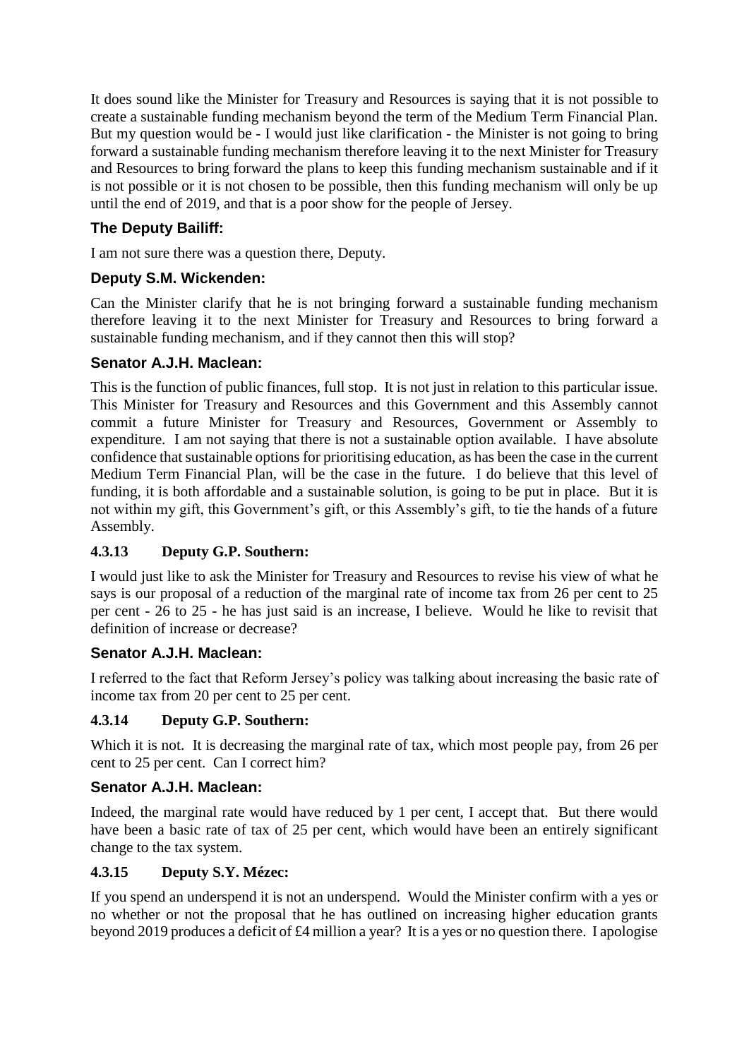It does sound like the Minister for Treasury and Resources is saying that it is not possible to create a sustainable funding mechanism beyond the term of the Medium Term Financial Plan. But my question would be - I would just like clarification - the Minister is not going to bring forward a sustainable funding mechanism therefore leaving it to the next Minister for Treasury and Resources to bring forward the plans to keep this funding mechanism sustainable and if it is not possible or it is not chosen to be possible, then this funding mechanism will only be up until the end of 2019, and that is a poor show for the people of Jersey.

### The Deputy Bailiff:

I am not sure there was a question there, Deputy.

### Deputy S.M. Wickenden:

Can the Minister clarify that he is not bringing forward a sustainable funding mechanism therefore leaving it to the next Minister for Treasury and Resources to bring forward a sustainable funding mechanism, and if they cannot then this will stop?

### Senator A.J.H. Maclean:

This is the function of public finances, full stop. It is not just in relation to this particular issue. This Minister for Treasury and Resources and this Government and this Assembly cannot commit a future Minister for Treasury and Resources, Government or Assembly to expenditure. I am not saying that there is not a sustainable option available. I have absolute confidence that sustainable options for prioritising education, as has been the case in the current Medium Term Financial Plan, will be the case in the future. I do believe that this level of funding, it is both affordable and a sustainable solution, is going to be put in place. But it is not within my gift, this Government's gift, or this Assembly's gift, to tie the hands of a future Assembly.

### 4.3.13 Deputy G.P. Southern:

I would just like to ask the Minister for Treasury and Resources to revise his view of what he says is our proposal of a reduction of the marginal rate of income tax from 26 per cent to 25 per cent - 26 to 25 - he has just said is an increase, I believe. Would he like to revisit that definition of increase or decrease?

### Senator A.J.H. Maclean:

I referred to the fact that Reform Jersey's policy was talking about increasing the basic rate of income tax from 20 per cent to 25 per cent.

### 4.3.14 Deputy G.P. Southern:

Which it is not. It is decreasing the marginal rate of tax, which most people pay, from 26 per cent to 25 per cent. Can I correct him?

### Senator A.J.H. Maclean:

Indeed, the marginal rate would have reduced by 1 per cent, I accept that. But there would have been a basic rate of tax of 25 per cent, which would have been an entirely significant change to the tax system.

### 4.3.15 Deputy S.Y. Mézec:

If you spend an underspend it is not an underspend. Would the Minister confirm with a yes or no whether or not the proposal that he has outlined on increasing higher education grants beyond 2019 produces a deficit of £4 million a year? It is a yes or no question there. I apologise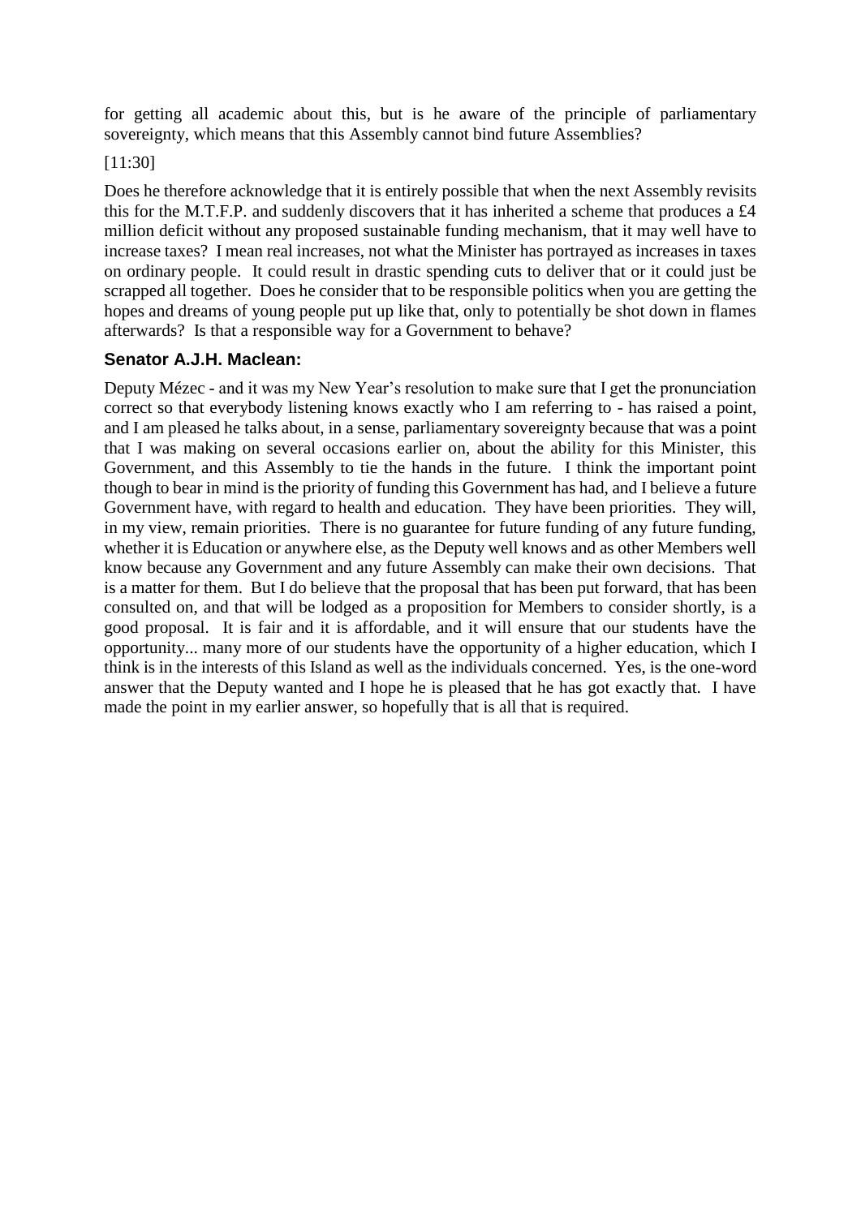for getting all academic about this, but is he aware of the principle of parliamentary sovereignty, which means that this Assembly cannot bind future Assemblies?

[11:30]

Does he therefore acknowledge that it is entirely possible that when the next Assembly revisits this for the M.T.F.P. and suddenly discovers that it has inherited a scheme that produces a £4 million deficit without any proposed sustainable funding mechanism, that it may well have to increase taxes? I mean real increases, not what the Minister has portrayed as increases in taxes on ordinary people. It could result in drastic spending cuts to deliver that or it could just be scrapped all together. Does he consider that to be responsible politics when you are getting the hopes and dreams of young people put up like that, only to potentially be shot down in flames afterwards? Is that a responsible way for a Government to behave?

**Senator A.J.H. Maclean:**

Deputy Mézec - and it was my New Year's resolution to make sure that I get the pronunciation correct so that everybody listening knows exactly who I am referring to - has raised a point, and I am pleased he talks about, in a sense, parliamentary sovereignty because that was a point that I was making on several occasions earlier on, about the ability for this Minister, this Government, and this Assembly to tie the hands in the future. I think the important point though to bear in mind is the priority of funding this Government has had, and I believe a future Government have, with regard to health and education. They have been priorities. They will, in my view, remain priorities. There is no guarantee for future funding of any future funding, whether it is Education or anywhere else, as the Deputy well knows and as other Members well know because any Government and any future Assembly can make their own decisions. That is a matter for them. But I do believe that the proposal that has been put forward, that has been consulted on, and that will be lodged as a proposition for Members to consider shortly, is a good proposal. It is fair and it is affordable, and it will ensure that our students have the opportunity... many more of our students have the opportunity of a higher education, which I think is in the interests of this Island as well as the individuals concerned. Yes, is the one-word answer that the Deputy wanted and I hope he is pleased that he has got exactly that. I have made the point in my earlier answer, so hopefully that is all that is required.